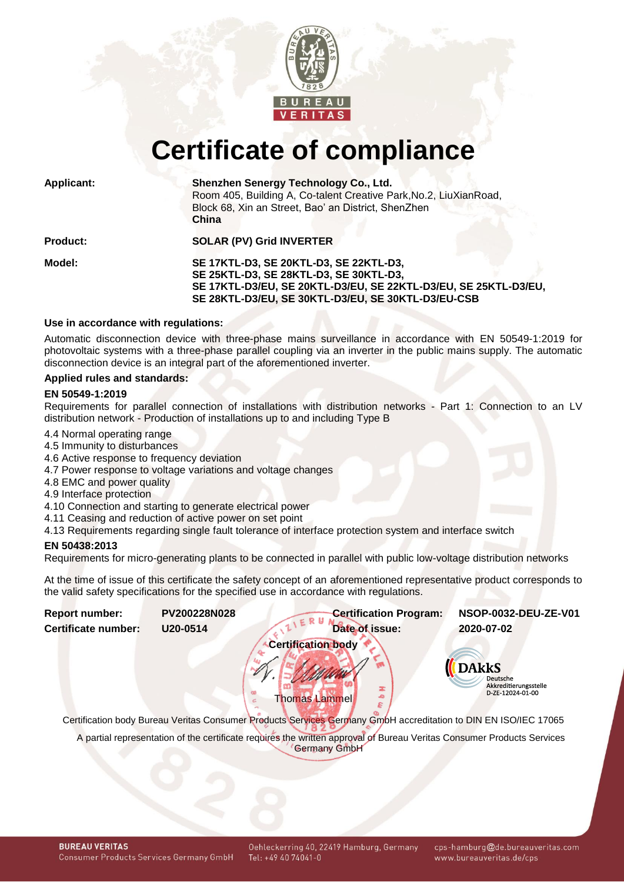# Certificate of compliance

**Applicant:** **Shenzhen Senergy Technology Co., Ltd.**
Room 405, Building A, Co-talent Creative Park,No.2, LiuXianRoad, Block 68, Xin an Street, Bao' an District, ShenZhen
**China**

**Product:** **SOLAR (PV) Grid INVERTER**

**Model:** **SE 17KTL-D3, SE 20KTL-D3, SE 22KTL-D3, SE 25KTL-D3, SE 28KTL-D3, SE 30KTL-D3, SE 17KTL-D3/EU, SE 20KTL-D3/EU, SE 22KTL-D3/EU, SE 25KTL-D3/EU, SE 28KTL-D3/EU, SE 30KTL-D3/EU, SE 30KTL-D3/EU-CSB**

**Use in accordance with regulations:**

Automatic disconnection device with three-phase mains surveillance in accordance with EN 50549-1:2019 for photovoltaic systems with a three-phase parallel coupling via an inverter in the public mains supply. The automatic disconnection device is an integral part of the aforementioned inverter.

**Applied rules and standards:**

**EN 50549-1:2019**

Requirements for parallel connection of installations with distribution networks - Part 1: Connection to an LV distribution network - Production of installations up to and including Type B

4.4 Normal operating range
4.5 Immunity to disturbances
4.6 Active response to frequency deviation
4.7 Power response to voltage variations and voltage changes
4.8 EMC and power quality
4.9 Interface protection
4.10 Connection and starting to generate electrical power
4.11 Ceasing and reduction of active power on set point
4.13 Requirements regarding single fault tolerance of interface protection system and interface switch

**EN 50438:2013**

Requirements for micro-generating plants to be connected in parallel with public low-voltage distribution networks

At the time of issue of this certificate the safety concept of an aforementioned representative product corresponds to the valid safety specifications for the specified use in accordance with regulations.

| | | | |
|---|---|---|---|
| **Report number:** | **PV200228N028** | **Certification Program:** | **NSOP-0032-DEU-ZE-V01** |
| **Certificate number:** | **U20-0514** | **Date of issue:** | **2020-07-02** |

**Certification body**

Thomas Lammel

DAkkS Deutsche Akkreditierungsstelle D-ZE-12024-01-00

Certification body Bureau Veritas Consumer Products Services Germany GmbH accreditation to DIN EN ISO/IEC 17065

A partial representation of the certificate requires the written approval of Bureau Veritas Consumer Products Services Germany GmbH

**BUREAU VERITAS**
Consumer Products Services Germany GmbH
Oehleckerring 40, 22419 Hamburg, Germany
Tel: +49 40 74041-0
cps-hamburg@de.bureauveritas.com
www.bureauveritas.de/cps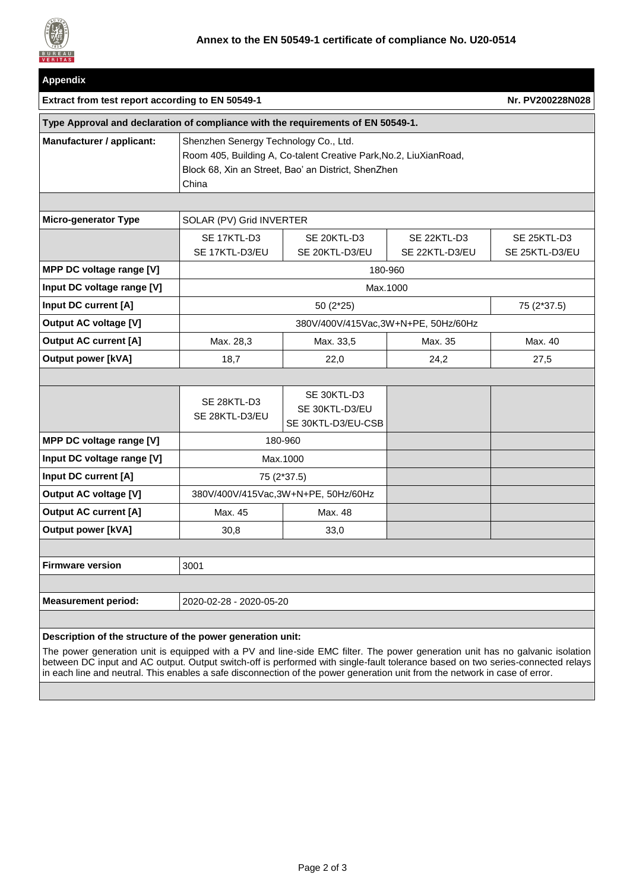## Annex to the EN 50549-1 certificate of compliance No. U20-0514

### Appendix

**Extract from test report according to EN 50549-1** — **Nr. PV200228N028**

**Type Approval and declaration of compliance with the requirements of EN 50549-1.**

| | | | | |
|---|---|---|---|---|
| **Manufacturer / applicant:** | Shenzhen Senergy Technology Co., Ltd.<br>Room 405, Building A, Co-talent Creative Park,No.2, LiuXianRoad,<br>Block 68, Xin an Street, Bao' an District, ShenZhen<br>China | | | |
| **Micro-generator Type** | SOLAR (PV) Grid INVERTER | | | |
| | SE 17KTL-D3<br>SE 17KTL-D3/EU | SE 20KTL-D3<br>SE 20KTL-D3/EU | SE 22KTL-D3<br>SE 22KTL-D3/EU | SE 25KTL-D3<br>SE 25KTL-D3/EU |
| **MPP DC voltage range [V]** | 180-960 | | | |
| **Input DC voltage range [V]** | Max.1000 | | | |
| **Input DC current [A]** | 50 (2*25) | | | 75 (2*37.5) |
| **Output AC voltage [V]** | 380V/400V/415Vac,3W+N+PE, 50Hz/60Hz | | | |
| **Output AC current [A]** | Max. 28,3 | Max. 33,5 | Max. 35 | Max. 40 |
| **Output power [kVA]** | 18,7 | 22,0 | 24,2 | 27,5 |
| | SE 28KTL-D3<br>SE 28KTL-D3/EU | SE 30KTL-D3<br>SE 30KTL-D3/EU<br>SE 30KTL-D3/EU-CSB | | |
| **MPP DC voltage range [V]** | 180-960 | | | |
| **Input DC voltage range [V]** | Max.1000 | | | |
| **Input DC current [A]** | 75 (2*37.5) | | | |
| **Output AC voltage [V]** | 380V/400V/415Vac,3W+N+PE, 50Hz/60Hz | | | |
| **Output AC current [A]** | Max. 45 | Max. 48 | | |
| **Output power [kVA]** | 30,8 | 33,0 | | |
| **Firmware version** | 3001 | | | |
| **Measurement period:** | 2020-02-28 - 2020-05-20 | | | |

**Description of the structure of the power generation unit:**

The power generation unit is equipped with a PV and line-side EMC filter. The power generation unit has no galvanic isolation between DC input and AC output. Output switch-off is performed with single-fault tolerance based on two series-connected relays in each line and neutral. This enables a safe disconnection of the power generation unit from the network in case of error.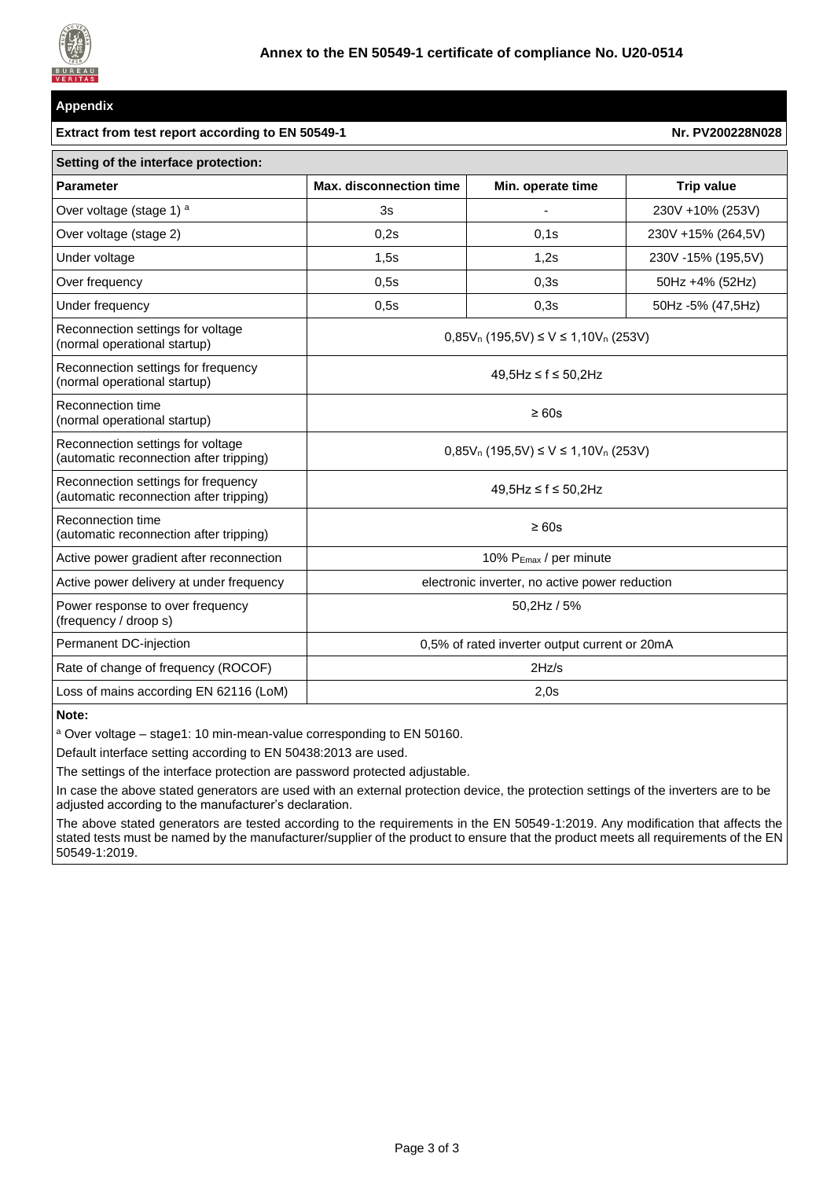**Annex to the EN 50549-1 certificate of compliance No. U20-0514**

## Appendix

**Extract from test report according to EN 50549-1** **Nr. PV200228N028**

**Setting of the interface protection:**

| Parameter | Max. disconnection time | Min. operate time | Trip value |
|---|---|---|---|
| Over voltage (stage 1) [a] | 3s | - | 230V +10% (253V) |
| Over voltage (stage 2) | 0,2s | 0,1s | 230V +15% (264,5V) |
| Under voltage | 1,5s | 1,2s | 230V -15% (195,5V) |
| Over frequency | 0,5s | 0,3s | 50Hz +4% (52Hz) |
| Under frequency | 0,5s | 0,3s | 50Hz -5% (47,5Hz) |
| Reconnection settings for voltage (normal operational startup) | $0{,}85V_n$ (195,5V) ≤ V ≤ $1{,}10V_n$ (253V) | | |
| Reconnection settings for frequency (normal operational startup) | 49,5Hz ≤ f ≤ 50,2Hz | | |
| Reconnection time (normal operational startup) | ≥ 60s | | |
| Reconnection settings for voltage (automatic reconnection after tripping) | $0{,}85V_n$ (195,5V) ≤ V ≤ $1{,}10V_n$ (253V) | | |
| Reconnection settings for frequency (automatic reconnection after tripping) | 49,5Hz ≤ f ≤ 50,2Hz | | |
| Reconnection time (automatic reconnection after tripping) | ≥ 60s | | |
| Active power gradient after reconnection | 10% $P_{Emax}$ / per minute | | |
| Active power delivery at under frequency | electronic inverter, no active power reduction | | |
| Power response to over frequency (frequency / droop s) | 50,2Hz / 5% | | |
| Permanent DC-injection | 0,5% of rated inverter output current or 20mA | | |
| Rate of change of frequency (ROCOF) | 2Hz/s | | |
| Loss of mains according EN 62116 (LoM) | 2,0s | | |

**Note:**

[a] Over voltage – stage1: 10 min-mean-value corresponding to EN 50160.

Default interface setting according to EN 50438:2013 are used.

The settings of the interface protection are password protected adjustable.

In case the above stated generators are used with an external protection device, the protection settings of the inverters are to be adjusted according to the manufacturer's declaration.

The above stated generators are tested according to the requirements in the EN 50549-1:2019. Any modification that affects the stated tests must be named by the manufacturer/supplier of the product to ensure that the product meets all requirements of the EN 50549-1:2019.